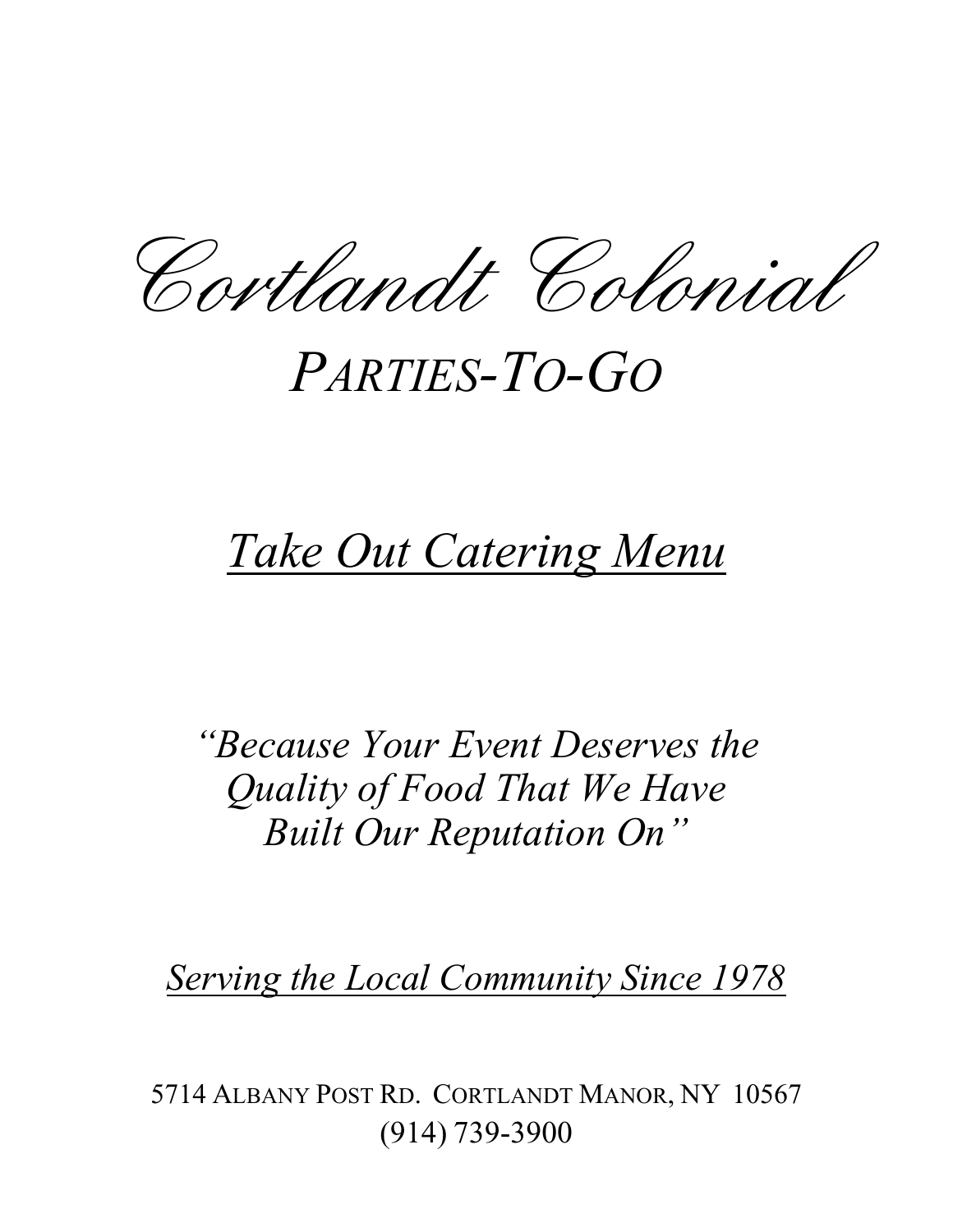# *Cortlandt Colonial*

## *Parties-To-Go*

### *Take Out Catering Menu*

*"Because Your Event Deserves the Quality of Food That We Have Built Our Reputation On"*

*Serving the Local Community Since 1978*

5714 Albany Post Rd. Cortlandt Manor, NY 10567
(914) 739-3900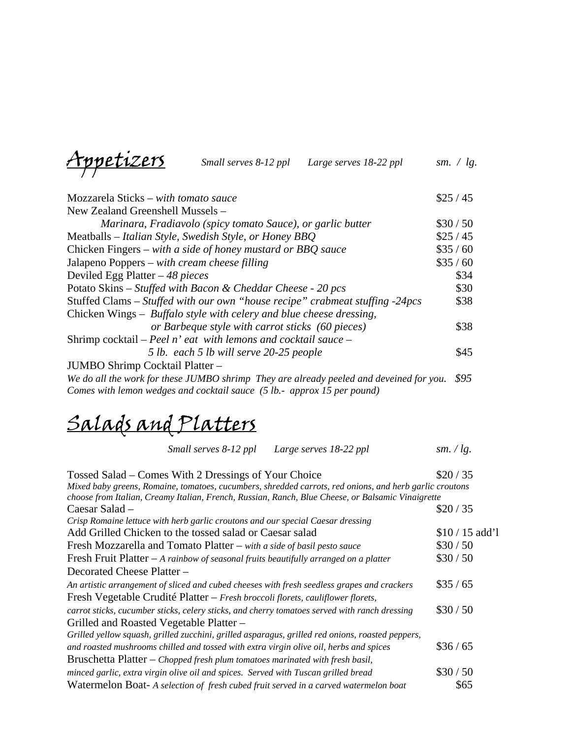# Appetizers

*Small serves 8-12 ppl* *Large serves 18-22 ppl* *sm. / lg.*

| Item | Price |
|---|---|
| Mozzarela Sticks – *with tomato sauce* | $25 / 45 |
| New Zealand Greenshell Mussels – *Marinara, Fradiavolo (spicy tomato Sauce), or garlic butter* | $30 / 50 |
| Meatballs – *Italian Style, Swedish Style, or Honey BBQ* | $25 / 45 |
| Chicken Fingers – *with a side of honey mustard or BBQ sauce* | $35 / 60 |
| Jalapeno Poppers – *with cream cheese filling* | $35 / 60 |
| Deviled Egg Platter – *48 pieces* | $34 |
| Potato Skins – *Stuffed with Bacon & Cheddar Cheese - 20 pcs* | $30 |
| Stuffed Clams – *Stuffed with our own "house recipe" crabmeat stuffing -24pcs* | $38 |
| Chicken Wings – *Buffalo style with celery and blue cheese dressing, or Barbeque style with carrot sticks (60 pieces)* | $38 |
| Shrimp cocktail – *Peel n' eat with lemons and cocktail sauce – 5 lb. each 5 lb will serve 20-25 people* | $45 |
| JUMBO Shrimp Cocktail Platter – *We do all the work for these JUMBO shrimp They are already peeled and deveined for you. Comes with lemon wedges and cocktail sauce (5 lb.- approx 15 per pound)* | *$95* |

# Salads and Platters

*Small serves 8-12 ppl* *Large serves 18-22 ppl* *sm. / lg.*

| Item | Price |
|---|---|
| Tossed Salad – Comes With 2 Dressings of Your Choice<br>*Mixed baby greens, Romaine, tomatoes, cucumbers, shredded carrots, red onions, and herb garlic croutons choose from Italian, Creamy Italian, French, Russian, Ranch, Blue Cheese, or Balsamic Vinaigrette* | $20 / 35 |
| Caesar Salad –<br>*Crisp Romaine lettuce with herb garlic croutons and our special Caesar dressing* | $20 / 35 |
| Add Grilled Chicken to the tossed salad or Caesar salad | $10 / 15 add'l |
| Fresh Mozzarella and Tomato Platter – *with a side of basil pesto sauce* | $30 / 50 |
| Fresh Fruit Platter – *A rainbow of seasonal fruits beautifully arranged on a platter* | $30 / 50 |
| Decorated Cheese Platter –<br>*An artistic arrangement of sliced and cubed cheeses with fresh seedless grapes and crackers* | $35 / 65 |
| Fresh Vegetable Crudité Platter – *Fresh broccoli florets, cauliflower florets, carrot sticks, cucumber sticks, celery sticks, and cherry tomatoes served with ranch dressing* | $30 / 50 |
| Grilled and Roasted Vegetable Platter –<br>*Grilled yellow squash, grilled zucchini, grilled asparagus, grilled red onions, roasted peppers, and roasted mushrooms chilled and tossed with extra virgin olive oil, herbs and spices* | $36 / 65 |
| Bruschetta Platter – *Chopped fresh plum tomatoes marinated with fresh basil, minced garlic, extra virgin olive oil and spices. Served with Tuscan grilled bread* | $30 / 50 |
| Watermelon Boat- *A selection of fresh cubed fruit served in a carved watermelon boat* | $65 |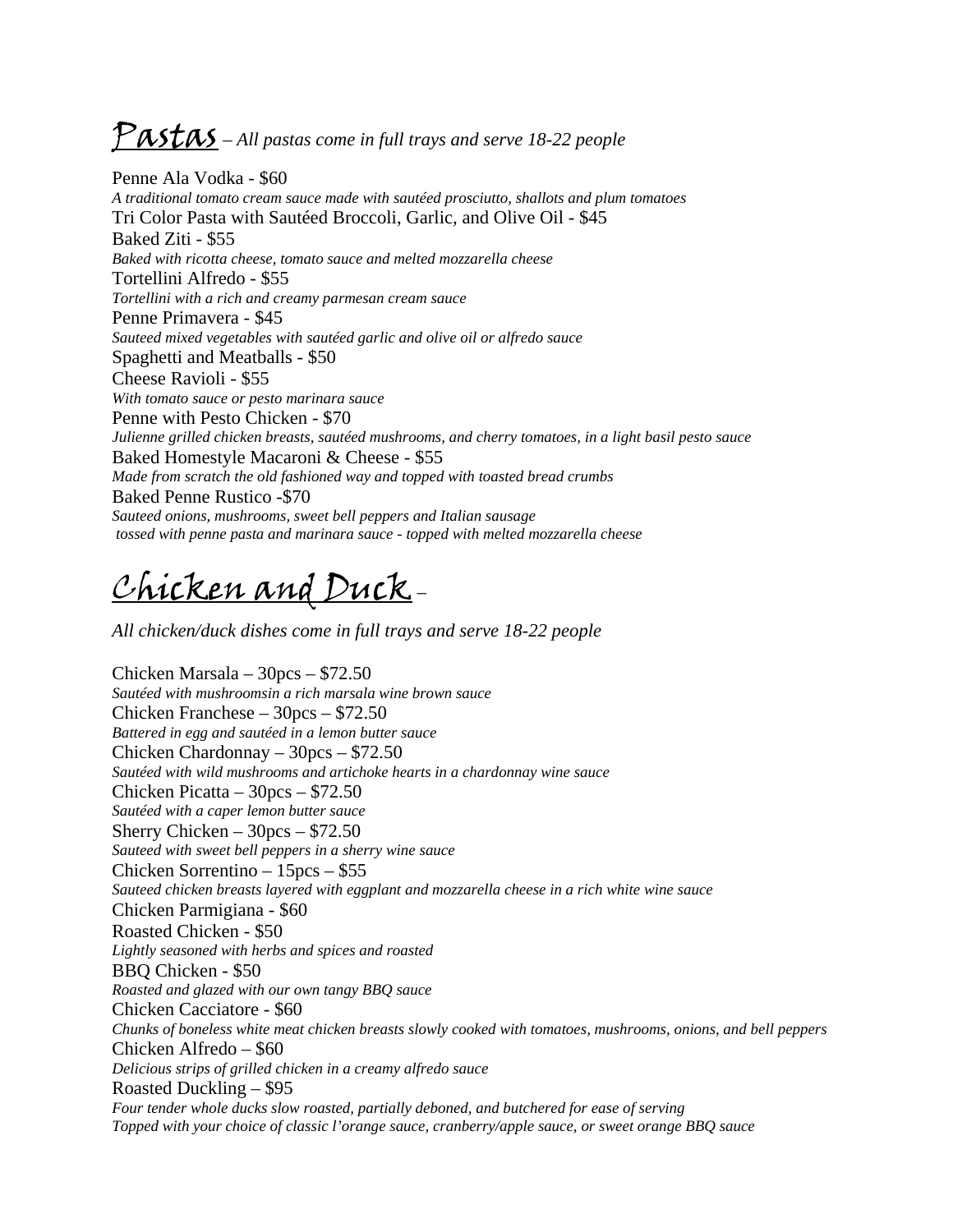## Pastas – *All pastas come in full trays and serve 18-22 people*

Penne Ala Vodka - $60
*A traditional tomato cream sauce made with sautéed prosciutto, shallots and plum tomatoes*
Tri Color Pasta with Sautéed Broccoli, Garlic, and Olive Oil - $45
Baked Ziti - $55
*Baked with ricotta cheese, tomato sauce and melted mozzarella cheese*
Tortellini Alfredo - $55
*Tortellini with a rich and creamy parmesan cream sauce*
Penne Primavera - $45
*Sauteed mixed vegetables with sautéed garlic and olive oil or alfredo sauce*
Spaghetti and Meatballs - $50
Cheese Ravioli - $55
*With tomato sauce or pesto marinara sauce*
Penne with Pesto Chicken - $70
*Julienne grilled chicken breasts, sautéed mushrooms, and cherry tomatoes, in a light basil pesto sauce*
Baked Homestyle Macaroni & Cheese - $55
*Made from scratch the old fashioned way and topped with toasted bread crumbs*
Baked Penne Rustico -$70
*Sauteed onions, mushrooms, sweet bell peppers and Italian sausage tossed with penne pasta and marinara sauce - topped with melted mozzarella cheese*

## Chicken and Duck –

*All chicken/duck dishes come in full trays and serve 18-22 people*

Chicken Marsala – 30pcs – $72.50
*Sautéed with mushroomsin a rich marsala wine brown sauce*
Chicken Franchese – 30pcs – $72.50
*Battered in egg and sautéed in a lemon butter sauce*
Chicken Chardonnay – 30pcs – $72.50
*Sautéed with wild mushrooms and artichoke hearts in a chardonnay wine sauce*
Chicken Picatta – 30pcs – $72.50
*Sautéed with a caper lemon butter sauce*
Sherry Chicken – 30pcs – $72.50
*Sauteed with sweet bell peppers in a sherry wine sauce*
Chicken Sorrentino – 15pcs – $55
*Sauteed chicken breasts layered with eggplant and mozzarella cheese in a rich white wine sauce*
Chicken Parmigiana - $60
Roasted Chicken - $50
*Lightly seasoned with herbs and spices and roasted*
BBQ Chicken - $50
*Roasted and glazed with our own tangy BBQ sauce*
Chicken Cacciatore - $60
*Chunks of boneless white meat chicken breasts slowly cooked with tomatoes, mushrooms, onions, and bell peppers*
Chicken Alfredo – $60
*Delicious strips of grilled chicken in a creamy alfredo sauce*
Roasted Duckling – $95
*Four tender whole ducks slow roasted, partially deboned, and butchered for ease of serving*
*Topped with your choice of classic l'orange sauce, cranberry/apple sauce, or sweet orange BBQ sauce*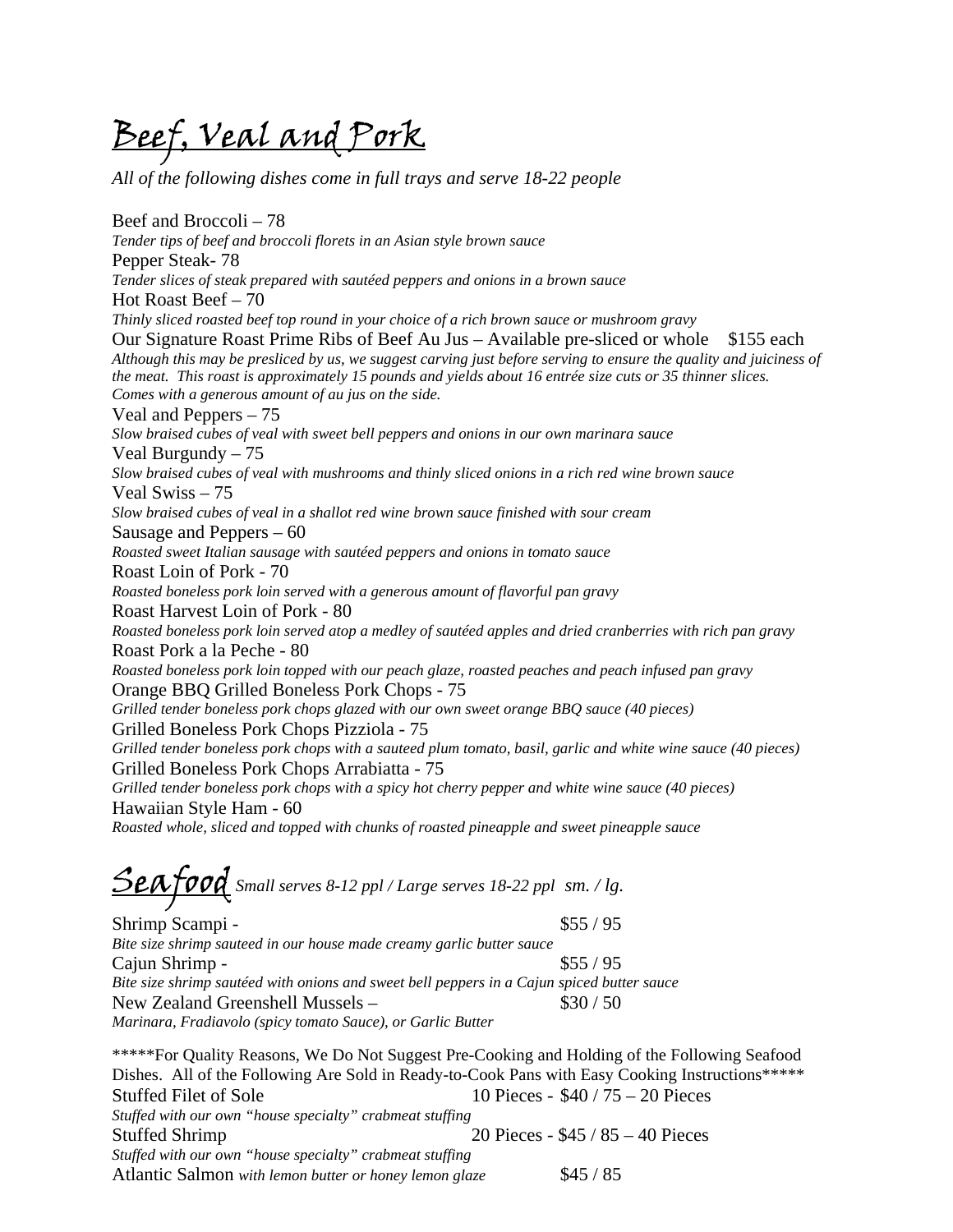# Beef, Veal and Pork

*All of the following dishes come in full trays and serve 18-22 people*

Beef and Broccoli – 78
*Tender tips of beef and broccoli florets in an Asian style brown sauce*

Pepper Steak- 78
*Tender slices of steak prepared with sautéed peppers and onions in a brown sauce*

Hot Roast Beef – 70
*Thinly sliced roasted beef top round in your choice of a rich brown sauce or mushroom gravy*

Our Signature Roast Prime Ribs of Beef Au Jus – Available pre-sliced or whole $155 each
*Although this may be presliced by us, we suggest carving just before serving to ensure the quality and juiciness of the meat. This roast is approximately 15 pounds and yields about 16 entrée size cuts or 35 thinner slices. Comes with a generous amount of au jus on the side.*

Veal and Peppers – 75
*Slow braised cubes of veal with sweet bell peppers and onions in our own marinara sauce*

Veal Burgundy – 75
*Slow braised cubes of veal with mushrooms and thinly sliced onions in a rich red wine brown sauce*

Veal Swiss – 75
*Slow braised cubes of veal in a shallot red wine brown sauce finished with sour cream*

Sausage and Peppers – 60
*Roasted sweet Italian sausage with sautéed peppers and onions in tomato sauce*

Roast Loin of Pork - 70
*Roasted boneless pork loin served with a generous amount of flavorful pan gravy*

Roast Harvest Loin of Pork - 80
*Roasted boneless pork loin served atop a medley of sautéed apples and dried cranberries with rich pan gravy*

Roast Pork a la Peche - 80
*Roasted boneless pork loin topped with our peach glaze, roasted peaches and peach infused pan gravy*

Orange BBQ Grilled Boneless Pork Chops - 75
*Grilled tender boneless pork chops glazed with our own sweet orange BBQ sauce (40 pieces)*

Grilled Boneless Pork Chops Pizziola - 75
*Grilled tender boneless pork chops with a sauteed plum tomato, basil, garlic and white wine sauce (40 pieces)*

Grilled Boneless Pork Chops Arrabiatta - 75
*Grilled tender boneless pork chops with a spicy hot cherry pepper and white wine sauce (40 pieces)*

Hawaiian Style Ham - 60
*Roasted whole, sliced and topped with chunks of roasted pineapple and sweet pineapple sauce*

# Seafood

*Small serves 8-12 ppl / Large serves 18-22 ppl sm. / lg.*

Shrimp Scampi - $55 / 95
*Bite size shrimp sauteed in our house made creamy garlic butter sauce*

Cajun Shrimp - $55 / 95
*Bite size shrimp sautéed with onions and sweet bell peppers in a Cajun spiced butter sauce*

New Zealand Greenshell Mussels – $30 / 50
*Marinara, Fradiavolo (spicy tomato Sauce), or Garlic Butter*

*****For Quality Reasons, We Do Not Suggest Pre-Cooking and Holding of the Following Seafood Dishes. All of the Following Are Sold in Ready-to-Cook Pans with Easy Cooking Instructions*****

Stuffed Filet of Sole 10 Pieces - $40 / 75 – 20 Pieces
*Stuffed with our own "house specialty" crabmeat stuffing*

Stuffed Shrimp 20 Pieces - $45 / 85 – 40 Pieces
*Stuffed with our own "house specialty" crabmeat stuffing*

Atlantic Salmon *with lemon butter or honey lemon glaze* $45 / 85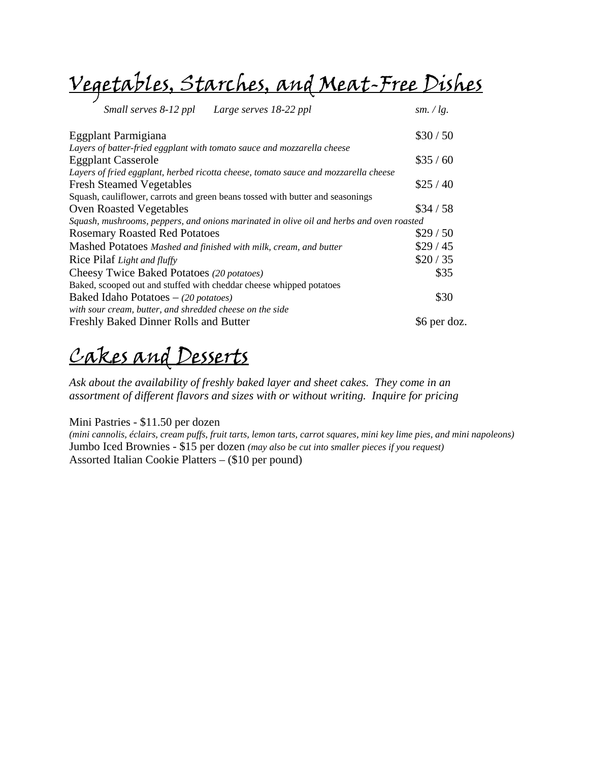# Vegetables, Starches, and Meat-Free Dishes

| *Small serves 8-12 ppl Large serves 18-22 ppl* | *sm. / lg.* |
|---|---|
| Eggplant Parmigiana<br>*Layers of batter-fried eggplant with tomato sauce and mozzarella cheese* | $30 / 50 |
| Eggplant Casserole<br>*Layers of fried eggplant, herbed ricotta cheese, tomato sauce and mozzarella cheese* | $35 / 60 |
| Fresh Steamed Vegetables<br>Squash, cauliflower, carrots and green beans tossed with butter and seasonings | $25 / 40 |
| Oven Roasted Vegetables<br>*Squash, mushrooms, peppers, and onions marinated in olive oil and herbs and oven roasted* | $34 / 58 |
| Rosemary Roasted Red Potatoes | $29 / 50 |
| Mashed Potatoes *Mashed and finished with milk, cream, and butter* | $29 / 45 |
| Rice Pilaf *Light and fluffy* | $20 / 35 |
| Cheesy Twice Baked Potatoes *(20 potatoes)*<br>Baked, scooped out and stuffed with cheddar cheese whipped potatoes | $35 |
| Baked Idaho Potatoes – *(20 potatoes)*<br>*with sour cream, butter, and shredded cheese on the side* | $30 |
| Freshly Baked Dinner Rolls and Butter | $6 per doz. |

# Cakes and Desserts

*Ask about the availability of freshly baked layer and sheet cakes. They come in an assortment of different flavors and sizes with or without writing. Inquire for pricing*

Mini Pastries - $11.50 per dozen
*(mini cannolis, éclairs, cream puffs, fruit tarts, lemon tarts, carrot squares, mini key lime pies, and mini napoleons)*
Jumbo Iced Brownies - $15 per dozen *(may also be cut into smaller pieces if you request)*
Assorted Italian Cookie Platters – ($10 per pound)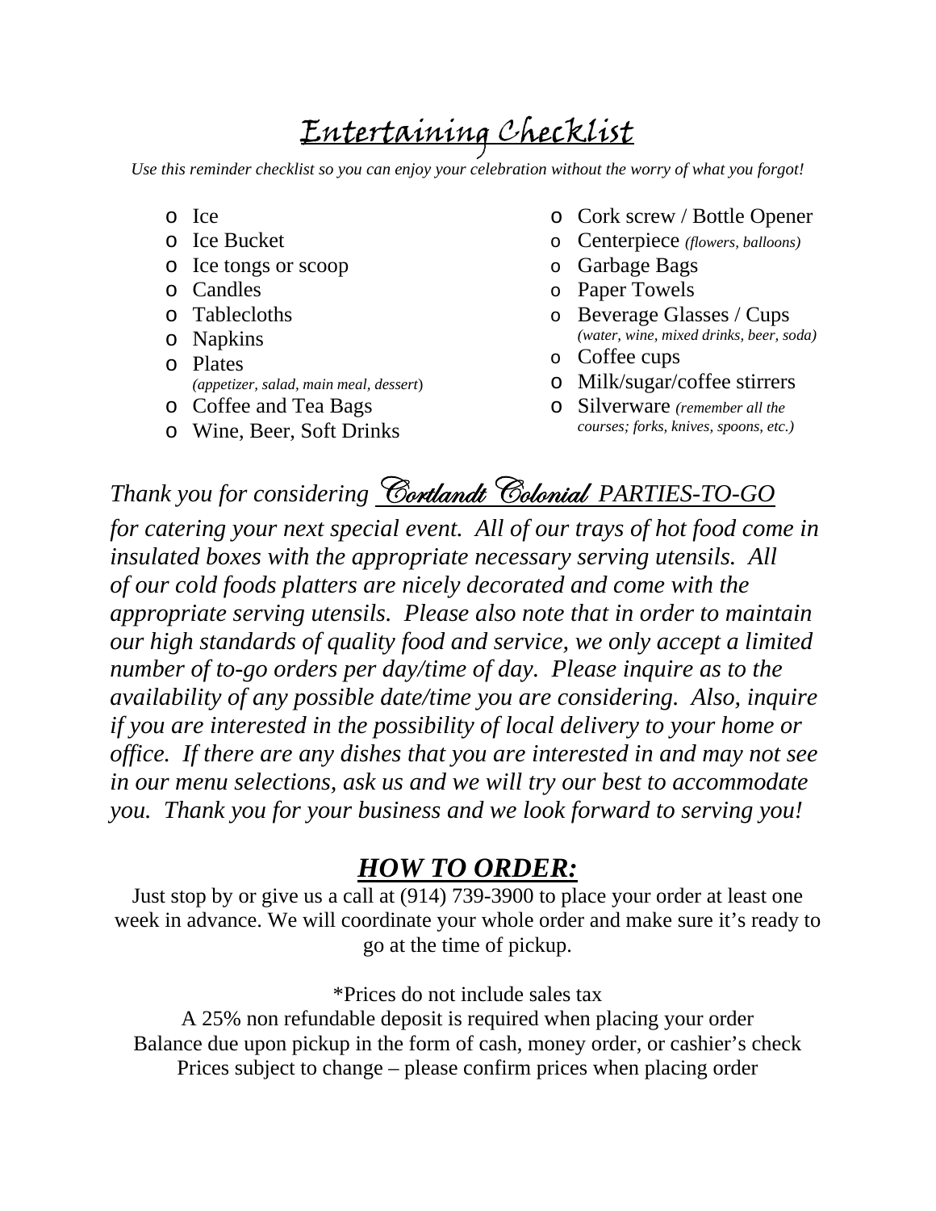# Entertaining Checklist

*Use this reminder checklist so you can enjoy your celebration without the worry of what you forgot!*

- Ice
- Ice Bucket
- Ice tongs or scoop
- Candles
- Tablecloths
- Napkins
- Plates *(appetizer, salad, main meal, dessert)*
- Coffee and Tea Bags
- Wine, Beer, Soft Drinks
- Cork screw / Bottle Opener
- Centerpiece *(flowers, balloons)*
- Garbage Bags
- Paper Towels
- Beverage Glasses / Cups *(water, wine, mixed drinks, beer, soda)*
- Coffee cups
- Milk/sugar/coffee stirrers
- Silverware *(remember all the courses; forks, knives, spoons, etc.)*

*Thank you for considering Cortlandt Colonial PARTIES-TO-GO for catering your next special event. All of our trays of hot food come in insulated boxes with the appropriate necessary serving utensils. All of our cold foods platters are nicely decorated and come with the appropriate serving utensils. Please also note that in order to maintain our high standards of quality food and service, we only accept a limited number of to-go orders per day/time of day. Please inquire as to the availability of any possible date/time you are considering. Also, inquire if you are interested in the possibility of local delivery to your home or office. If there are any dishes that you are interested in and may not see in our menu selections, ask us and we will try our best to accommodate you. Thank you for your business and we look forward to serving you!*

## *HOW TO ORDER:*

Just stop by or give us a call at (914) 739-3900 to place your order at least one week in advance. We will coordinate your whole order and make sure it's ready to go at the time of pickup.

*Prices do not include sales tax
A 25% non refundable deposit is required when placing your order
Balance due upon pickup in the form of cash, money order, or cashier's check
Prices subject to change – please confirm prices when placing order